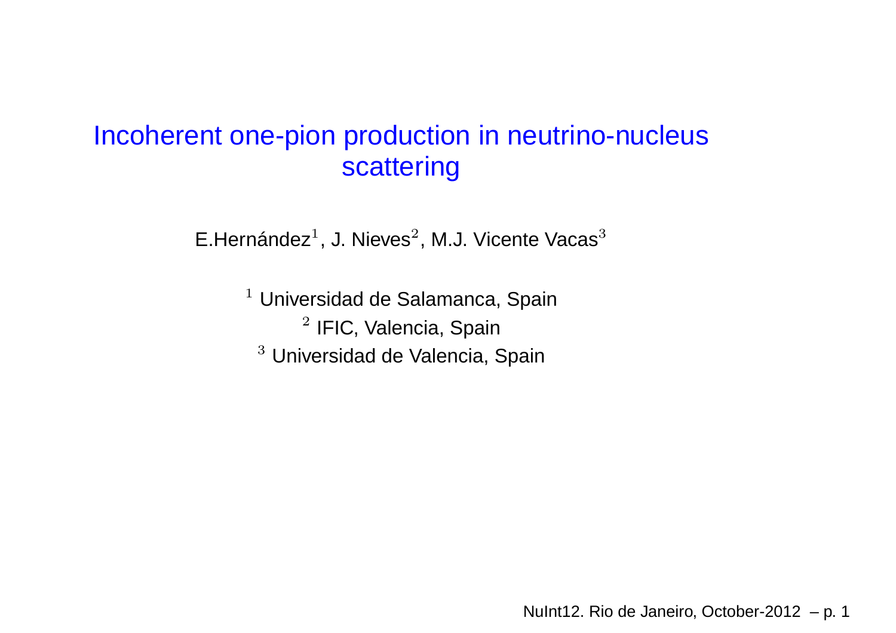# Incoherent one-pion production in neutrino-nucleus scattering

E.Hernández[1], J. Nieves[2], M.J. Vicente Vacas[3]

[1] Universidad de Salamanca, Spain
[2] IFIC, Valencia, Spain
[3] Universidad de Valencia, Spain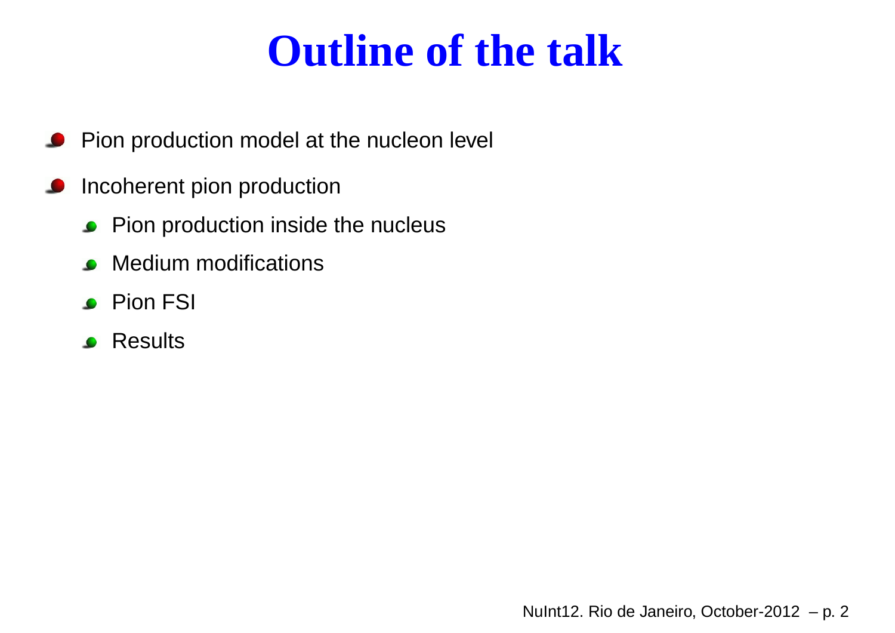# Outline of the talk

- Pion production model at the nucleon level
- Incoherent pion production
  - Pion production inside the nucleus
  - Medium modifications
  - Pion FSI
  - Results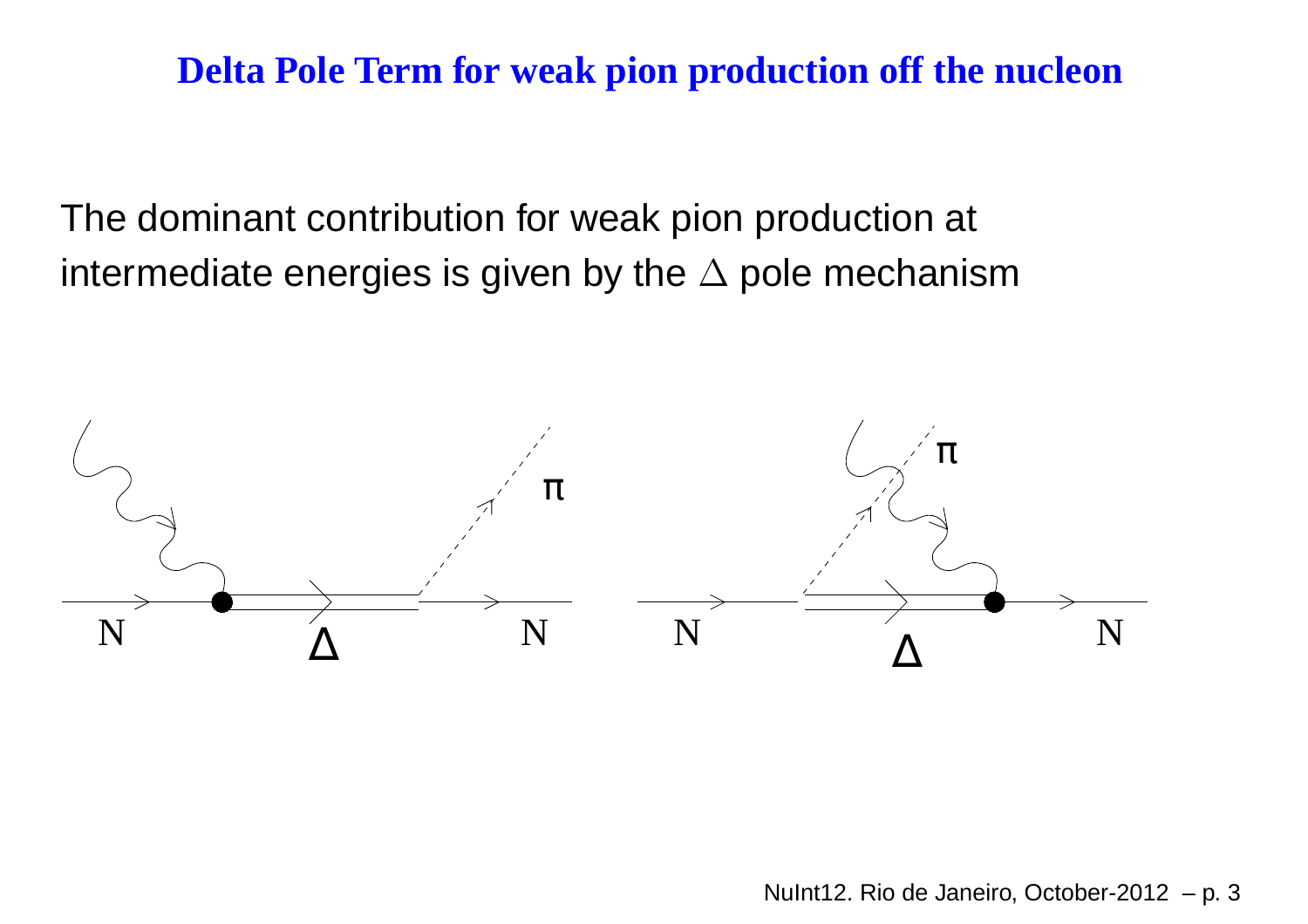# Delta Pole Term for weak pion production off the nucleon

The dominant contribution for weak pion production at intermediate energies is given by the $\Delta$ pole mechanism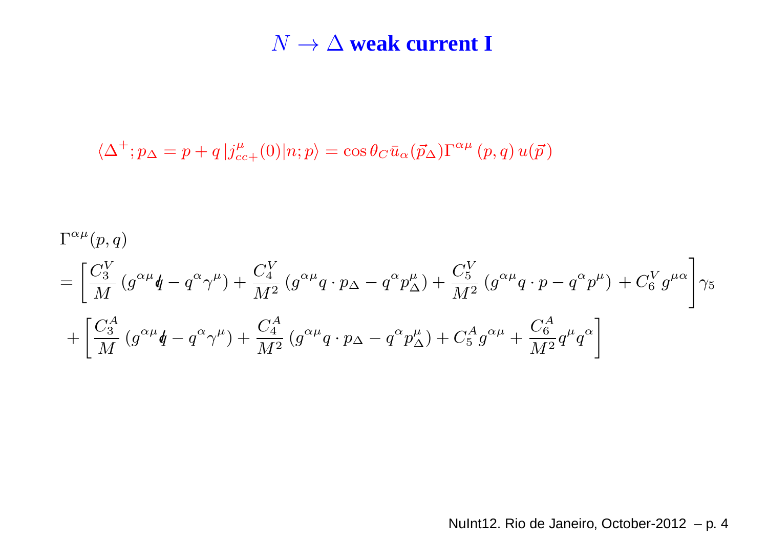# $N \to \Delta$ weak current I

$$\langle \Delta^+ ; p_\Delta = p + q \, | j^\mu_{cc+}(0) | n ; p \rangle = \cos\theta_C \, \bar{u}_\alpha(\vec{p}_\Delta) \Gamma^{\alpha\mu}(p,q) \, u(\vec{p})$$

$$
\begin{aligned}
&\Gamma^{\alpha\mu}(p,q) \\
&= \left[ \frac{C_3^V}{M} \left( g^{\alpha\mu} \not{q} - q^\alpha \gamma^\mu \right) + \frac{C_4^V}{M^2} \left( g^{\alpha\mu} q \cdot p_\Delta - q^\alpha p_\Delta^\mu \right) + \frac{C_5^V}{M^2} \left( g^{\alpha\mu} q \cdot p - q^\alpha p^\mu \right) + C_6^V g^{\mu\alpha} \right] \gamma_5 \\
&\quad + \left[ \frac{C_3^A}{M} \left( g^{\alpha\mu} \not{q} - q^\alpha \gamma^\mu \right) + \frac{C_4^A}{M^2} \left( g^{\alpha\mu} q \cdot p_\Delta - q^\alpha p_\Delta^\mu \right) + C_5^A g^{\alpha\mu} + \frac{C_6^A}{M^2} q^\mu q^\alpha \right]
\end{aligned}
$$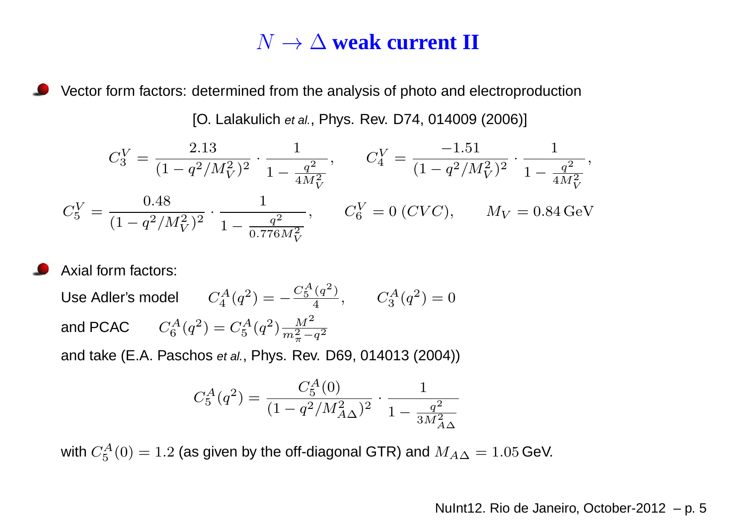# $N \to \Delta$ weak current II

- Vector form factors: determined from the analysis of photo and electroproduction

  [O. Lalakulich *et al.*, Phys. Rev. D74, 014009 (2006)]

$$C_3^V = \frac{2.13}{(1-q^2/M_V^2)^2} \cdot \frac{1}{1-\frac{q^2}{4M_V^2}}, \qquad C_4^V = \frac{-1.51}{(1-q^2/M_V^2)^2} \cdot \frac{1}{1-\frac{q^2}{4M_V^2}},$$

$$C_5^V = \frac{0.48}{(1-q^2/M_V^2)^2} \cdot \frac{1}{1-\frac{q^2}{0.776M_V^2}}, \qquad C_6^V = 0\ (CVC), \qquad M_V = 0.84\,\mathrm{GeV}$$

- Axial form factors:

  Use Adler's model $\quad C_4^A(q^2) = -\frac{C_5^A(q^2)}{4}, \qquad C_3^A(q^2) = 0$

  and PCAC $\quad C_6^A(q^2) = C_5^A(q^2)\frac{M^2}{m_\pi^2 - q^2}$

  and take (E.A. Paschos *et al.*, Phys. Rev. D69, 014013 (2004))

$$C_5^A(q^2) = \frac{C_5^A(0)}{(1-q^2/M_{A\Delta}^2)^2} \cdot \frac{1}{1-\frac{q^2}{3M_{A\Delta}^2}}$$

  with $C_5^A(0) = 1.2$ (as given by the off-diagonal GTR) and $M_{A\Delta} = 1.05$ GeV.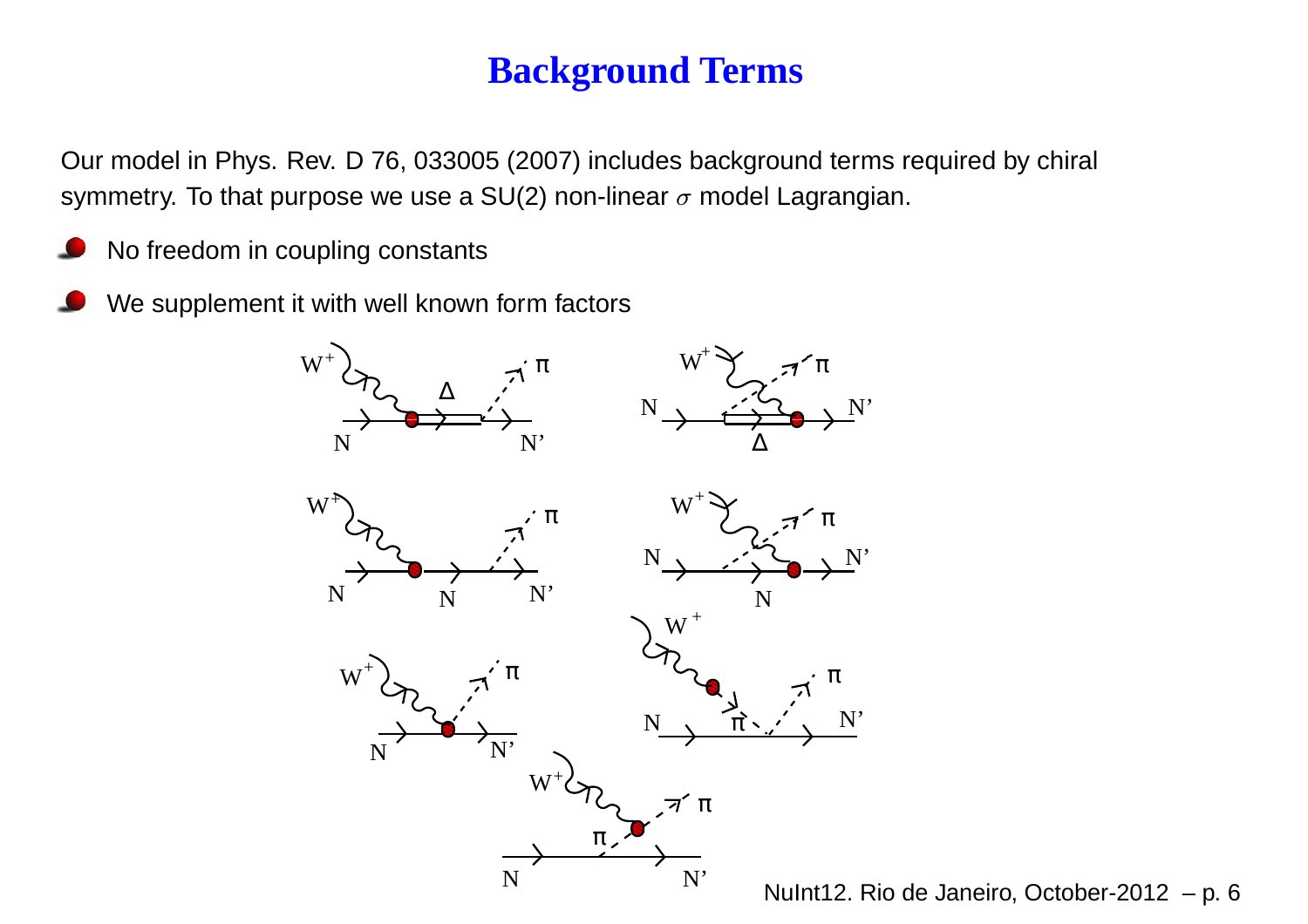# Background Terms

Our model in Phys. Rev. D 76, 033005 (2007) includes background terms required by chiral symmetry. To that purpose we use a SU(2) non-linear $\sigma$ model Lagrangian.

- No freedom in coupling constants
- We supplement it with well known form factors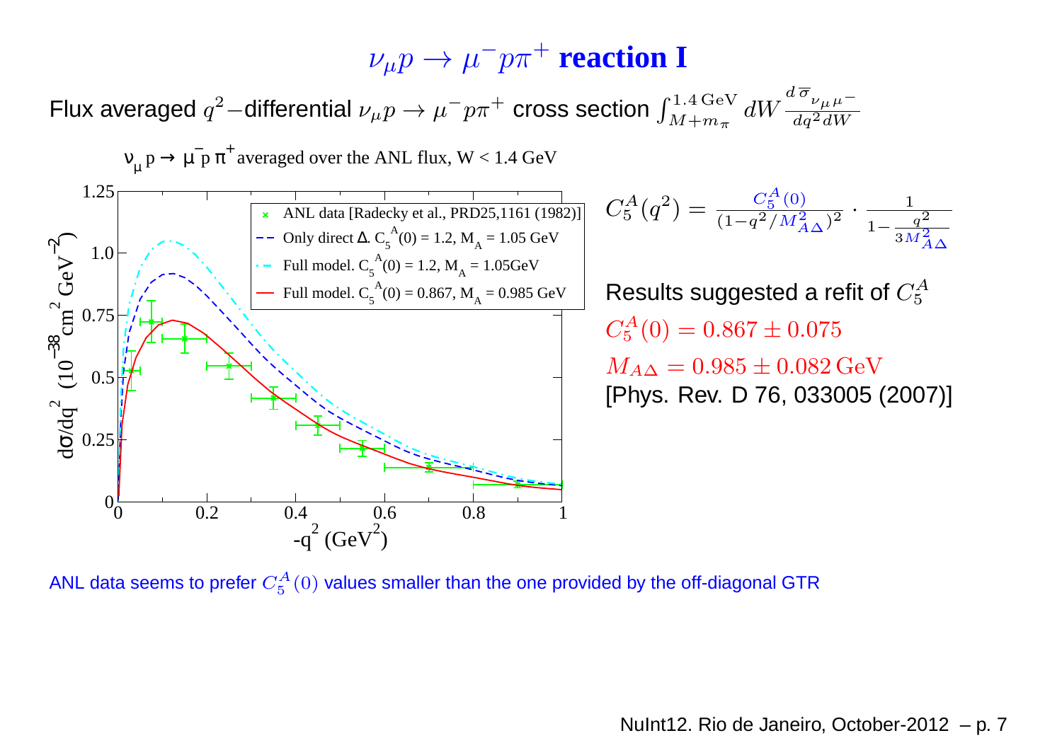# $\nu_\mu p \to \mu^- p \pi^+$ reaction I

Flux averaged $q^2$−differential $\nu_\mu p \to \mu^- p \pi^+$ cross section $\int_{M+m_\pi}^{1.4\,\mathrm{GeV}} dW \frac{d\,\overline{\sigma}_{\nu_\mu \mu^-}}{dq^2 dW}$

$\nu_\mu p \to \mu^- p \pi^+$ averaged over the ANL flux, W < 1.4 GeV

- ANL data [Radecky et al., PRD25,1161 (1982)]
- Only direct Δ. $C_5^A(0) = 1.2$, $M_A = 1.05$ GeV
- Full model. $C_5^A(0) = 1.2$, $M_A = 1.05$GeV
- Full model. $C_5^A(0) = 0.867$, $M_A = 0.985$ GeV

$d\sigma/dq^2$ ($10^{-38}$ cm$^2$ GeV$^{-2}$) vs. $-q^2$ (GeV$^2$)

$$C_5^A(q^2) = \frac{C_5^A(0)}{(1-q^2/M_{A\Delta}^2)^2} \cdot \frac{1}{1-\frac{q^2}{3M_{A\Delta}^2}}$$

Results suggested a refit of $C_5^A$

$C_5^A(0) = 0.867 \pm 0.075$

$M_{A\Delta} = 0.985 \pm 0.082\,\mathrm{GeV}$

[Phys. Rev. D 76, 033005 (2007)]

ANL data seems to prefer $C_5^A(0)$ values smaller than the one provided by the off-diagonal GTR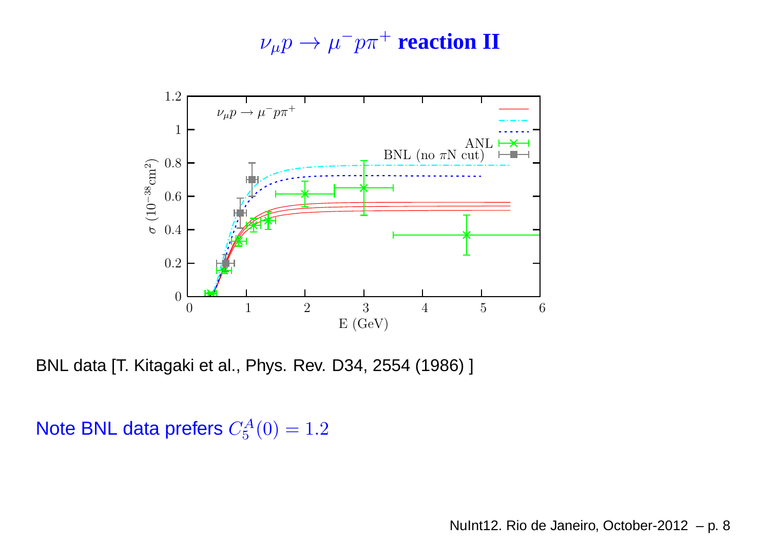# $\nu_\mu p \to \mu^- p \pi^+$ reaction II

BNL data [T. Kitagaki et al., Phys. Rev. D34, 2554 (1986) ]

Note BNL data prefers $C_5^A(0) = 1.2$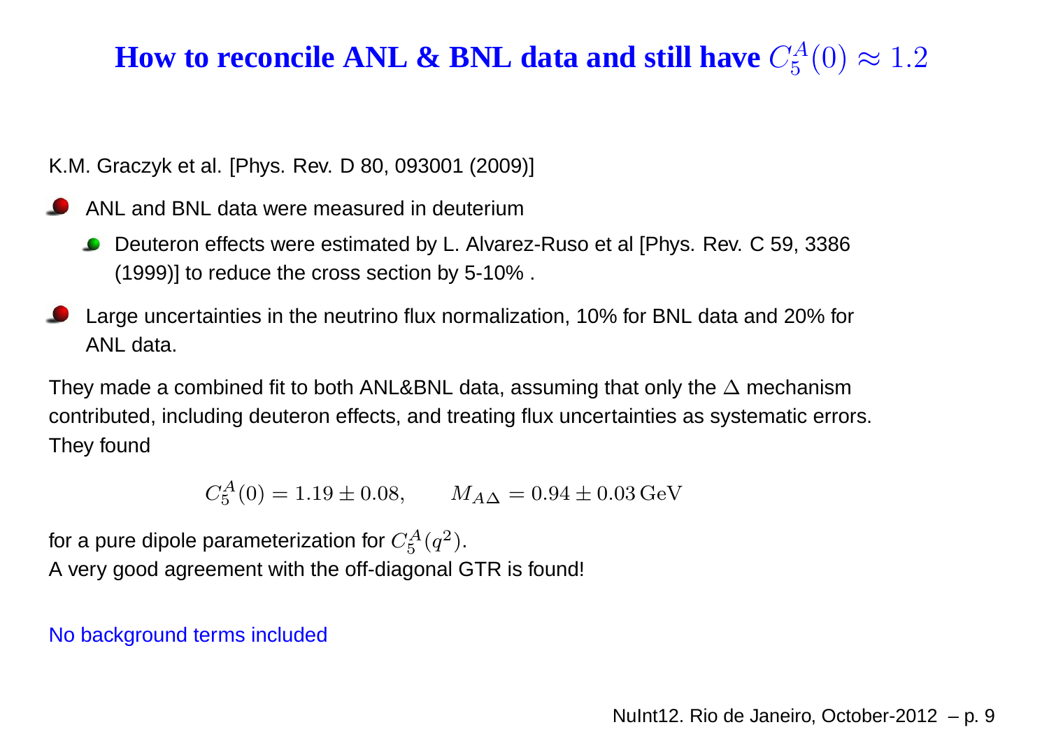# How to reconcile ANL & BNL data and still have $C_5^A(0) \approx 1.2$

K.M. Graczyk et al. [Phys. Rev. D 80, 093001 (2009)]

- ANL and BNL data were measured in deuterium
  - Deuteron effects were estimated by L. Alvarez-Ruso et al [Phys. Rev. C 59, 3386 (1999)] to reduce the cross section by 5-10% .
- Large uncertainties in the neutrino flux normalization, 10% for BNL data and 20% for ANL data.

They made a combined fit to both ANL&BNL data, assuming that only the $\Delta$ mechanism contributed, including deuteron effects, and treating flux uncertainties as systematic errors. They found

$$C_5^A(0) = 1.19 \pm 0.08, \qquad M_{A\Delta} = 0.94 \pm 0.03\,\mathrm{GeV}$$

for a pure dipole parameterization for $C_5^A(q^2)$.
A very good agreement with the off-diagonal GTR is found!

No background terms included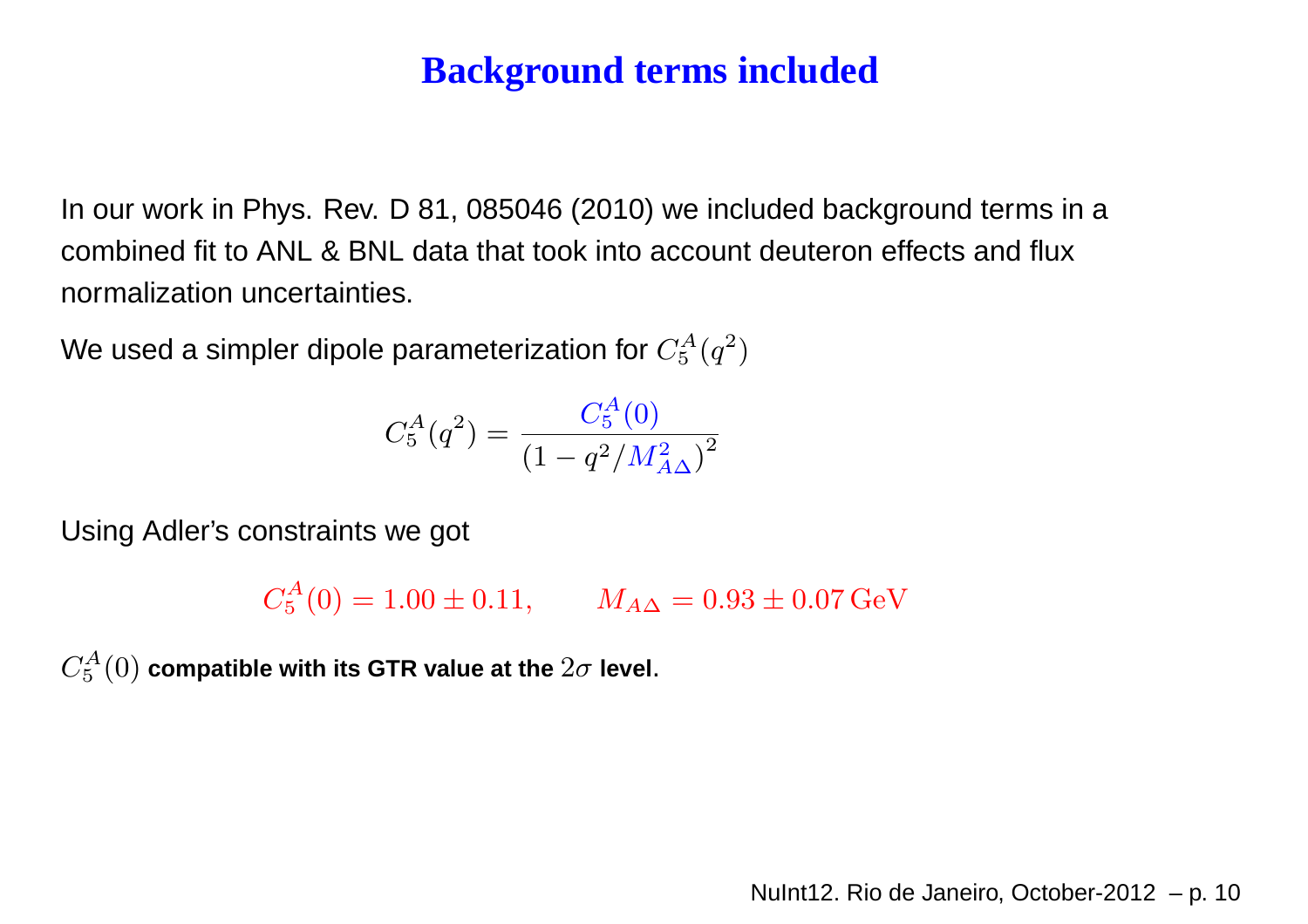# Background terms included

In our work in Phys. Rev. D 81, 085046 (2010) we included background terms in a combined fit to ANL & BNL data that took into account deuteron effects and flux normalization uncertainties.

We used a simpler dipole parameterization for $C_5^A(q^2)$

$$C_5^A(q^2) = \frac{C_5^A(0)}{\left(1 - q^2/M_{A\Delta}^2\right)^2}$$

Using Adler's constraints we got

$$C_5^A(0) = 1.00 \pm 0.11, \qquad M_{A\Delta} = 0.93 \pm 0.07\,\mathrm{GeV}$$

$C_5^A(0)$ **compatible with its GTR value at the** $2\sigma$ **level**.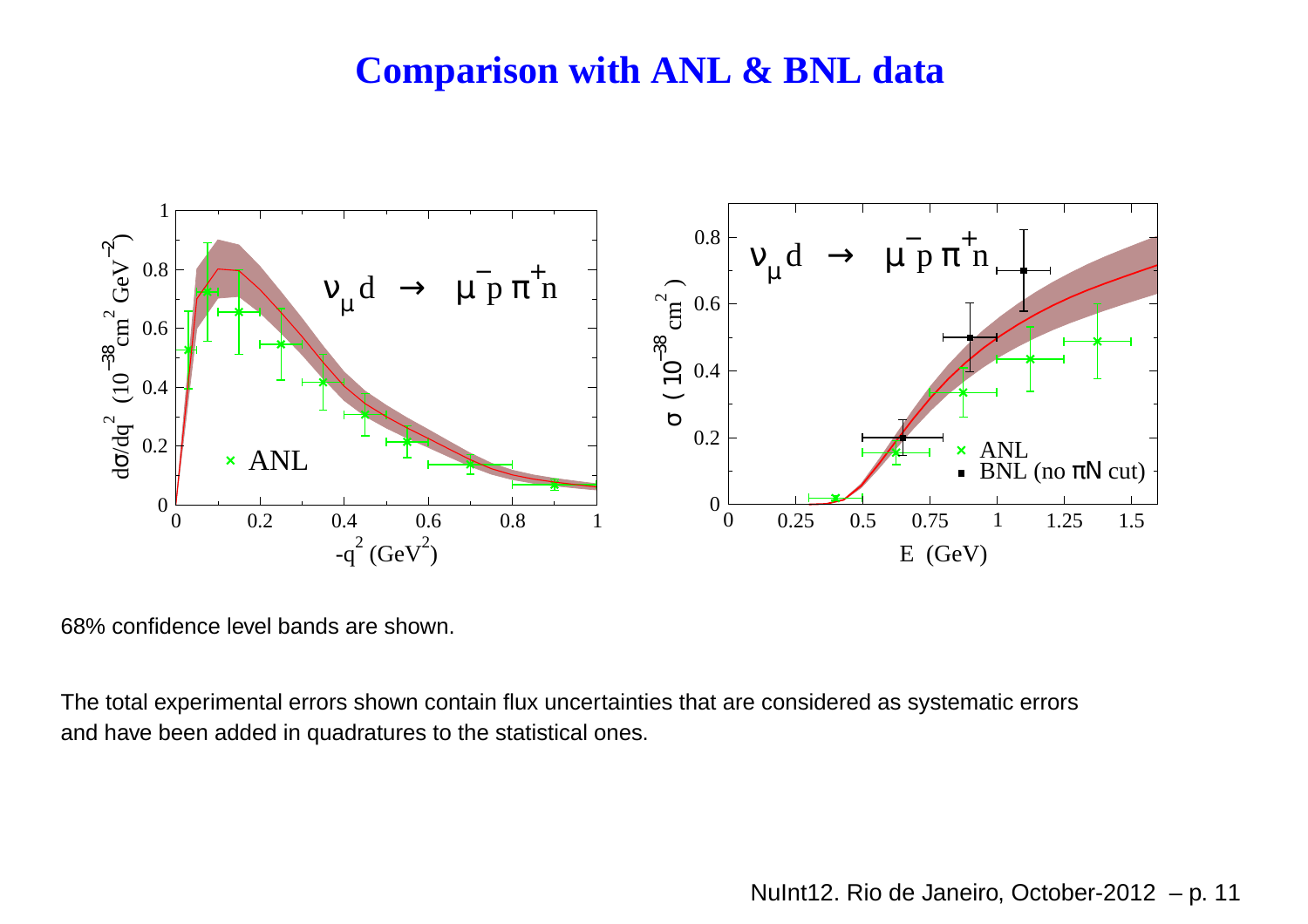# Comparison with ANL & BNL data

68% confidence level bands are shown.

The total experimental errors shown contain flux uncertainties that are considered as systematic errors and have been added in quadratures to the statistical ones.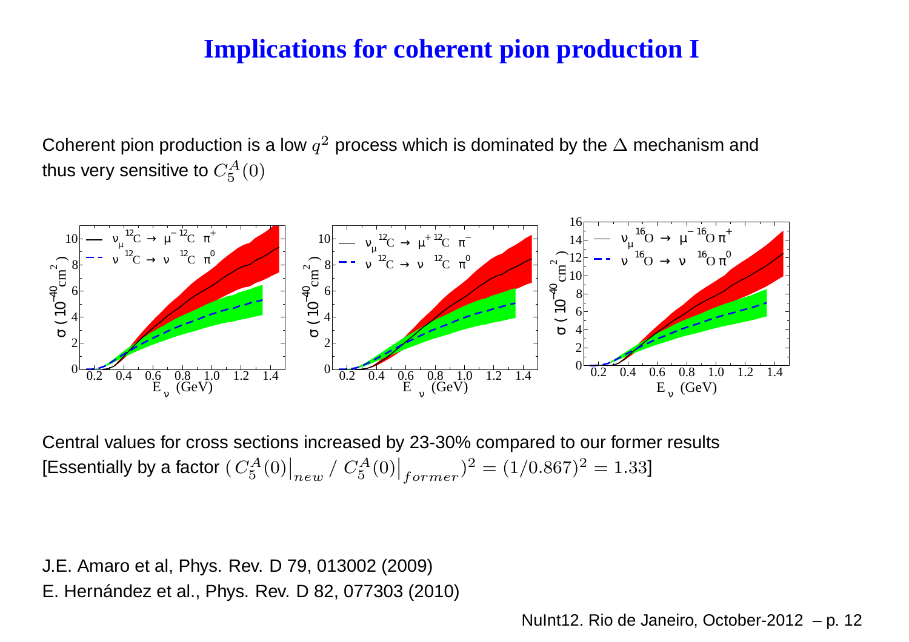# Implications for coherent pion production I

Coherent pion production is a low $q^2$ process which is dominated by the $\Delta$ mechanism and thus very sensitive to $C_5^A(0)$

Central values for cross sections increased by 23-30% compared to our former results [Essentially by a factor $(\,C_5^A(0)\big|_{new}\,/\;C_5^A(0)\big|_{former})^2 = (1/0.867)^2 = 1.33$]

J.E. Amaro et al, Phys. Rev. D 79, 013002 (2009)

E. Hernández et al., Phys. Rev. D 82, 077303 (2010)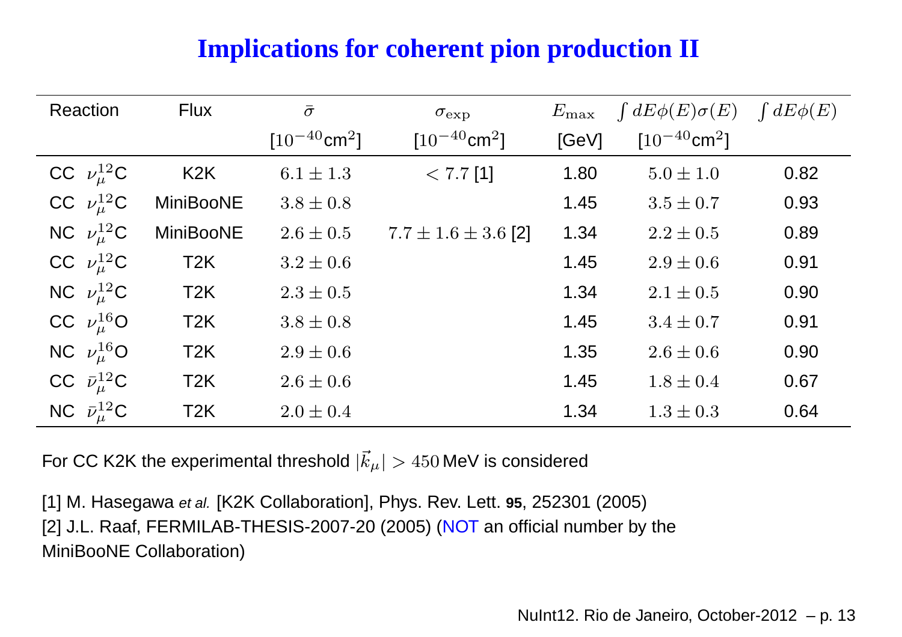# Implications for coherent pion production II

| Reaction | Flux | $\bar{\sigma}$ [$10^{-40}$cm$^2$] | $\sigma_{\rm exp}$ [$10^{-40}$cm$^2$] | $E_{\rm max}$ [GeV] | $\int dE\phi(E)\sigma(E)$ [$10^{-40}$cm$^2$] | $\int dE\phi(E)$ |
|---|---|---|---|---|---|---|
| CC $\nu_\mu^{12}$C | K2K | $6.1 \pm 1.3$ | $< 7.7$ [1] | 1.80 | $5.0 \pm 1.0$ | 0.82 |
| CC $\nu_\mu^{12}$C | MiniBooNE | $3.8 \pm 0.8$ | | 1.45 | $3.5 \pm 0.7$ | 0.93 |
| NC $\nu_\mu^{12}$C | MiniBooNE | $2.6 \pm 0.5$ | $7.7 \pm 1.6 \pm 3.6$ [2] | 1.34 | $2.2 \pm 0.5$ | 0.89 |
| CC $\nu_\mu^{12}$C | T2K | $3.2 \pm 0.6$ | | 1.45 | $2.9 \pm 0.6$ | 0.91 |
| NC $\nu_\mu^{12}$C | T2K | $2.3 \pm 0.5$ | | 1.34 | $2.1 \pm 0.5$ | 0.90 |
| CC $\nu_\mu^{16}$O | T2K | $3.8 \pm 0.8$ | | 1.45 | $3.4 \pm 0.7$ | 0.91 |
| NC $\nu_\mu^{16}$O | T2K | $2.9 \pm 0.6$ | | 1.35 | $2.6 \pm 0.6$ | 0.90 |
| CC $\bar{\nu}_\mu^{12}$C | T2K | $2.6 \pm 0.6$ | | 1.45 | $1.8 \pm 0.4$ | 0.67 |
| NC $\bar{\nu}_\mu^{12}$C | T2K | $2.0 \pm 0.4$ | | 1.34 | $1.3 \pm 0.3$ | 0.64 |

For CC K2K the experimental threshold $|\vec{k}_\mu| > 450$ MeV is considered

[1] M. Hasegawa *et al.* [K2K Collaboration], Phys. Rev. Lett. **95**, 252301 (2005)
[2] J.L. Raaf, FERMILAB-THESIS-2007-20 (2005) (NOT an official number by the MiniBooNE Collaboration)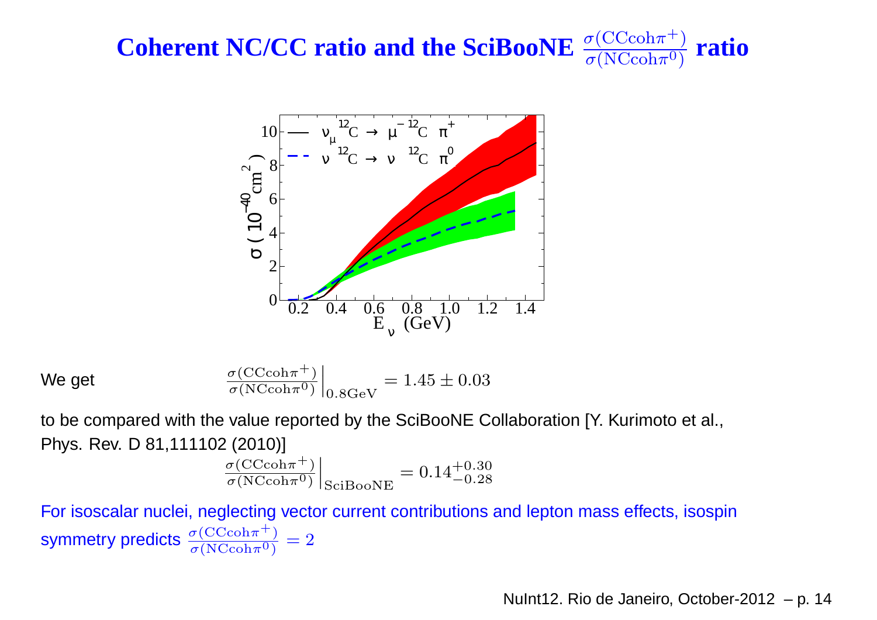# Coherent NC/CC ratio and the SciBooNE $\frac{\sigma(\mathrm{CCcoh}\pi^+)}{\sigma(\mathrm{NCcoh}\pi^0)}$ ratio

We get $\left.\frac{\sigma(\mathrm{CCcoh}\pi^+)}{\sigma(\mathrm{NCcoh}\pi^0)}\right|_{0.8\mathrm{GeV}} = 1.45 \pm 0.03$

to be compared with the value reported by the SciBooNE Collaboration [Y. Kurimoto et al., Phys. Rev. D 81,111102 (2010)]

$$\left.\frac{\sigma(\mathrm{CCcoh}\pi^+)}{\sigma(\mathrm{NCcoh}\pi^0)}\right|_{\mathrm{SciBooNE}} = 0.14^{+0.30}_{-0.28}$$

For isoscalar nuclei, neglecting vector current contributions and lepton mass effects, isospin symmetry predicts $\frac{\sigma(\mathrm{CCcoh}\pi^+)}{\sigma(\mathrm{NCcoh}\pi^0)} = 2$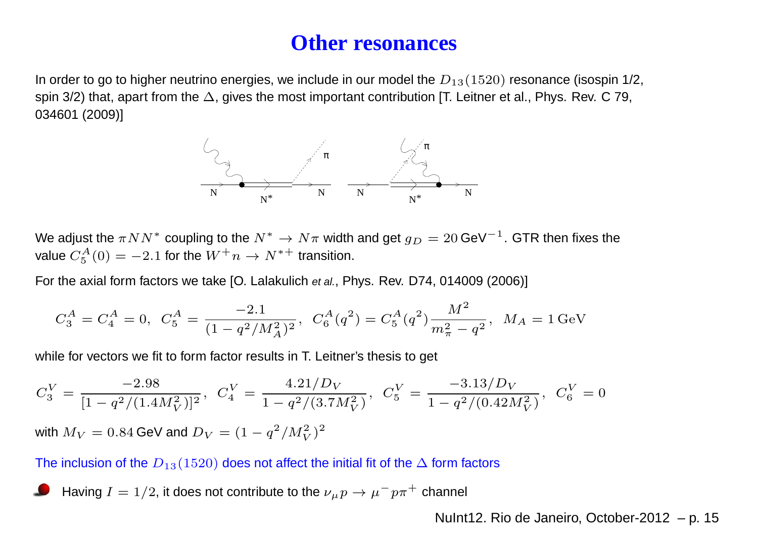# Other resonances

In order to go to higher neutrino energies, we include in our model the $D_{13}(1520)$ resonance (isospin 1/2, spin 3/2) that, apart from the $\Delta$, gives the most important contribution [T. Leitner et al., Phys. Rev. C 79, 034601 (2009)]

We adjust the $\pi N N^*$ coupling to the $N^* \to N\pi$ width and get $g_D = 20\,\text{GeV}^{-1}$. GTR then fixes the value $C_5^A(0) = -2.1$ for the $W^+ n \to N^{*+}$ transition.

For the axial form factors we take [O. Lalakulich *et al.*, Phys. Rev. D74, 014009 (2006)]

$$C_3^A = C_4^A = 0, \;\; C_5^A = \frac{-2.1}{(1 - q^2/M_A^2)^2}, \;\; C_6^A(q^2) = C_5^A(q^2)\frac{M^2}{m_\pi^2 - q^2}, \;\; M_A = 1\,\text{GeV}$$

while for vectors we fit to form factor results in T. Leitner's thesis to get

$$C_3^V = \frac{-2.98}{[1 - q^2/(1.4M_V^2)]^2}, \;\; C_4^V = \frac{4.21/D_V}{1 - q^2/(3.7M_V^2)}, \;\; C_5^V = \frac{-3.13/D_V}{1 - q^2/(0.42M_V^2)}, \;\; C_6^V = 0$$

with $M_V = 0.84\,\text{GeV}$ and $D_V = (1 - q^2/M_V^2)^2$

The inclusion of the $D_{13}(1520)$ does not affect the initial fit of the $\Delta$ form factors

- Having $I = 1/2$, it does not contribute to the $\nu_\mu p \to \mu^- p \pi^+$ channel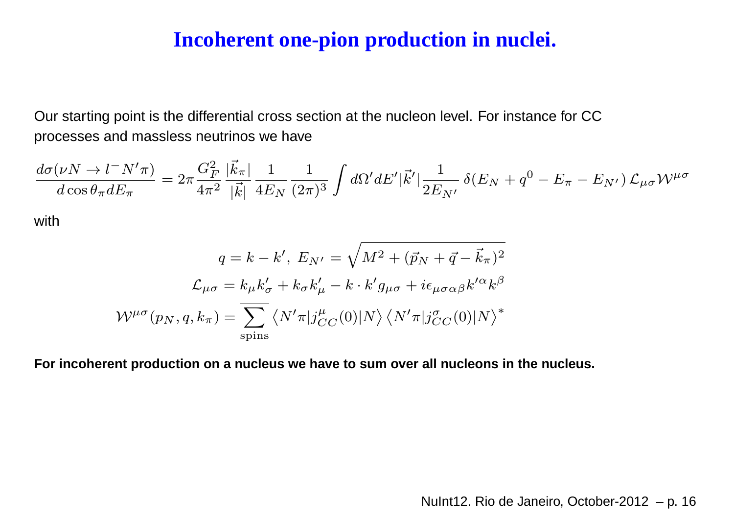# Incoherent one-pion production in nuclei.

Our starting point is the differential cross section at the nucleon level. For instance for CC processes and massless neutrinos we have

$$\frac{d\sigma(\nu N \to l^- N'\pi)}{d\cos\theta_\pi dE_\pi} = 2\pi \frac{G_F^2}{4\pi^2} \frac{|\vec{k}_\pi|}{|\vec{k}|} \frac{1}{4E_N} \frac{1}{(2\pi)^3} \int d\Omega' dE' |\vec{k}'| \frac{1}{2E_{N'}} \, \delta(E_N + q^0 - E_\pi - E_{N'}) \, \mathcal{L}_{\mu\sigma} \mathcal{W}^{\mu\sigma}$$

with

$$q = k - k', \; E_{N'} = \sqrt{M^2 + (\vec{p}_N + \vec{q} - \vec{k}_\pi)^2}$$

$$\mathcal{L}_{\mu\sigma} = k_\mu k'_\sigma + k_\sigma k'_\mu - k \cdot k' g_{\mu\sigma} + i\epsilon_{\mu\sigma\alpha\beta} k'^\alpha k^\beta$$

$$\mathcal{W}^{\mu\sigma}(p_N, q, k_\pi) = \overline{\sum_{\text{spins}}} \left\langle N'\pi | j^\mu_{CC}(0) | N \right\rangle \left\langle N'\pi | j^\sigma_{CC}(0) | N \right\rangle^*$$

**For incoherent production on a nucleus we have to sum over all nucleons in the nucleus.**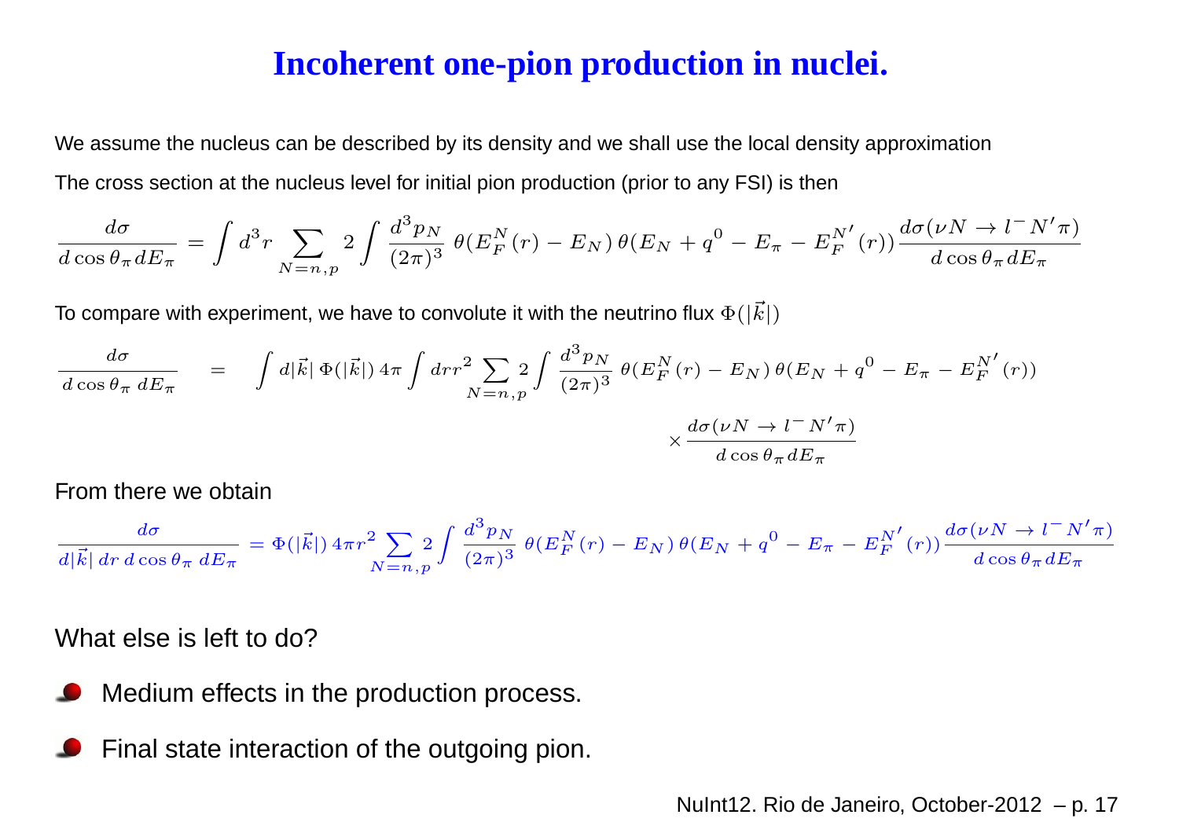# Incoherent one-pion production in nuclei.

We assume the nucleus can be described by its density and we shall use the local density approximation

The cross section at the nucleus level for initial pion production (prior to any FSI) is then

$$\frac{d\sigma}{d\cos\theta_\pi dE_\pi} = \int d^3r \sum_{N=n,p} 2 \int \frac{d^3p_N}{(2\pi)^3}\, \theta(E_F^N(r) - E_N)\, \theta(E_N + q^0 - E_\pi - E_F^{N'}(r))\, \frac{d\sigma(\nu N \to l^- N'\pi)}{d\cos\theta_\pi dE_\pi}$$

To compare with experiment, we have to convolute it with the neutrino flux $\Phi(|\vec{k}|)$

$$\frac{d\sigma}{d\cos\theta_\pi\, dE_\pi} = \int d|\vec{k}|\, \Phi(|\vec{k}|)\, 4\pi \int dr r^2 \sum_{N=n,p} 2 \int \frac{d^3p_N}{(2\pi)^3}\, \theta(E_F^N(r) - E_N)\, \theta(E_N + q^0 - E_\pi - E_F^{N'}(r)) \times \frac{d\sigma(\nu N \to l^- N'\pi)}{d\cos\theta_\pi dE_\pi}$$

From there we obtain

$$\frac{d\sigma}{d|\vec{k}|\, dr\, d\cos\theta_\pi\, dE_\pi} = \Phi(|\vec{k}|)\, 4\pi r^2 \sum_{N=n,p} 2 \int \frac{d^3p_N}{(2\pi)^3}\, \theta(E_F^N(r) - E_N)\, \theta(E_N + q^0 - E_\pi - E_F^{N'}(r))\, \frac{d\sigma(\nu N \to l^- N'\pi)}{d\cos\theta_\pi dE_\pi}$$

What else is left to do?

- Medium effects in the production process.
- Final state interaction of the outgoing pion.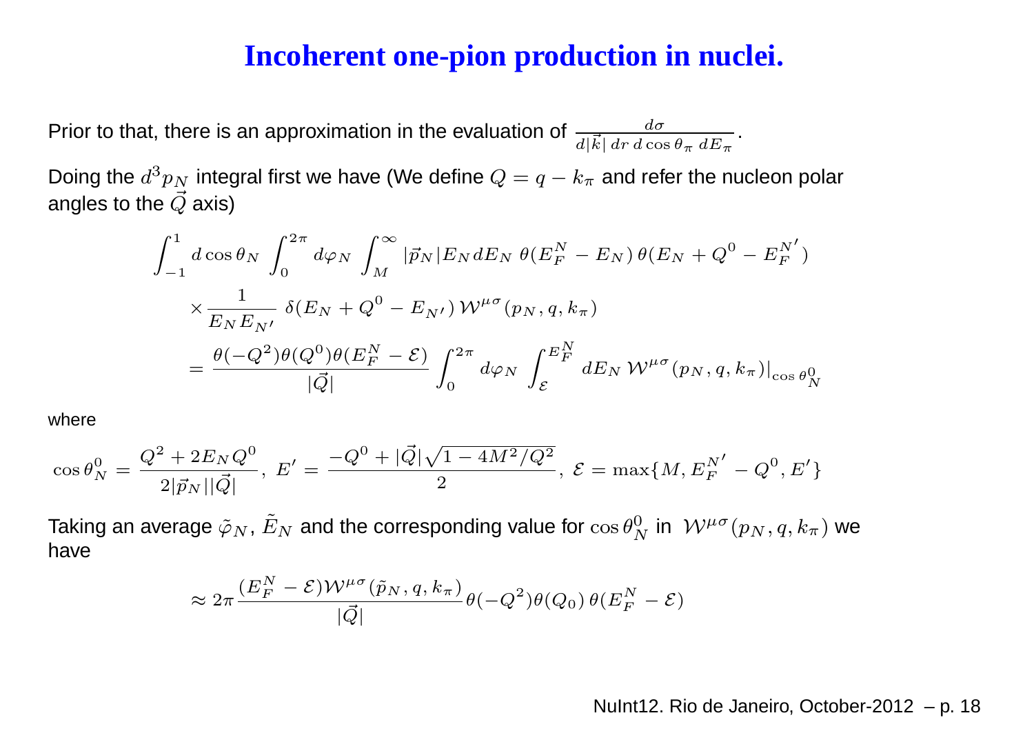# Incoherent one-pion production in nuclei.

Prior to that, there is an approximation in the evaluation of $\frac{d\sigma}{d|\vec{k}|\, dr\, d\cos\theta_\pi\, dE_\pi}$.

Doing the $d^3p_N$ integral first we have (We define $Q = q - k_\pi$ and refer the nucleon polar angles to the $\vec{Q}$ axis)

$$
\begin{aligned}
&\int_{-1}^{1} d\cos\theta_N \int_0^{2\pi} d\varphi_N \int_M^{\infty} |\vec{p}_N| E_N dE_N\ \theta(E_F^N - E_N)\,\theta(E_N + Q^0 - E_F^{N'}) \\
&\quad \times \frac{1}{E_N E_{N'}}\ \delta(E_N + Q^0 - E_{N'})\,\mathcal{W}^{\mu\sigma}(p_N, q, k_\pi) \\
&= \frac{\theta(-Q^2)\theta(Q^0)\theta(E_F^N - \mathcal{E})}{|\vec{Q}|} \int_0^{2\pi} d\varphi_N \int_{\mathcal{E}}^{E_F^N} dE_N\ \mathcal{W}^{\mu\sigma}(p_N, q, k_\pi)|_{\cos\theta_N^0}
\end{aligned}
$$

where

$$
\cos\theta_N^0 = \frac{Q^2 + 2E_N Q^0}{2|\vec{p}_N||\vec{Q}|},\ E' = \frac{-Q^0 + |\vec{Q}|\sqrt{1 - 4M^2/Q^2}}{2},\ \mathcal{E} = \max\{M, E_F^{N'} - Q^0, E'\}
$$

Taking an average $\tilde{\varphi}_N$, $\tilde{E}_N$ and the corresponding value for $\cos\theta_N^0$ in $\mathcal{W}^{\mu\sigma}(p_N, q, k_\pi)$ we have

$$
\approx 2\pi \frac{(E_F^N - \mathcal{E})\mathcal{W}^{\mu\sigma}(\tilde{p}_N, q, k_\pi)}{|\vec{Q}|}\theta(-Q^2)\theta(Q_0)\,\theta(E_F^N - \mathcal{E})
$$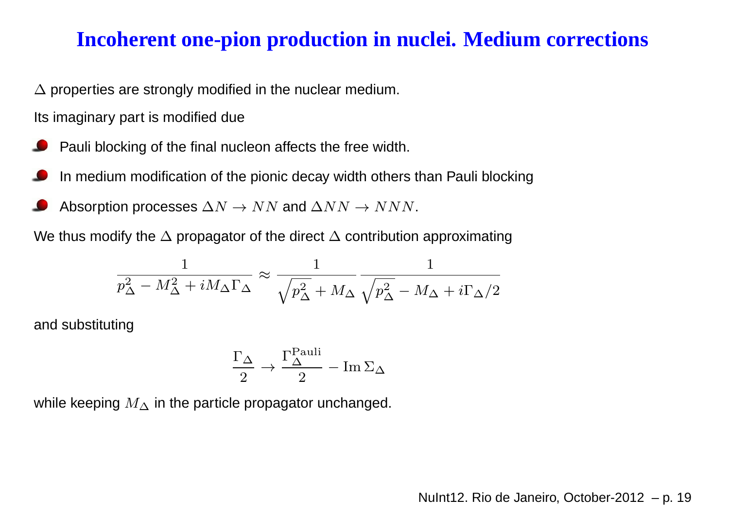# Incoherent one-pion production in nuclei. Medium corrections

$\Delta$ properties are strongly modified in the nuclear medium.

Its imaginary part is modified due

- Pauli blocking of the final nucleon affects the free width.
- In medium modification of the pionic decay width others than Pauli blocking
- Absorption processes $\Delta N \to NN$ and $\Delta NN \to NNN$.

We thus modify the $\Delta$ propagator of the direct $\Delta$ contribution approximating

$$\frac{1}{p_\Delta^2 - M_\Delta^2 + iM_\Delta \Gamma_\Delta} \approx \frac{1}{\sqrt{p_\Delta^2} + M_\Delta} \frac{1}{\sqrt{p_\Delta^2} - M_\Delta + i\Gamma_\Delta/2}$$

and substituting

$$\frac{\Gamma_\Delta}{2} \to \frac{\Gamma_\Delta^{\text{Pauli}}}{2} - \operatorname{Im}\Sigma_\Delta$$

while keeping $M_\Delta$ in the particle propagator unchanged.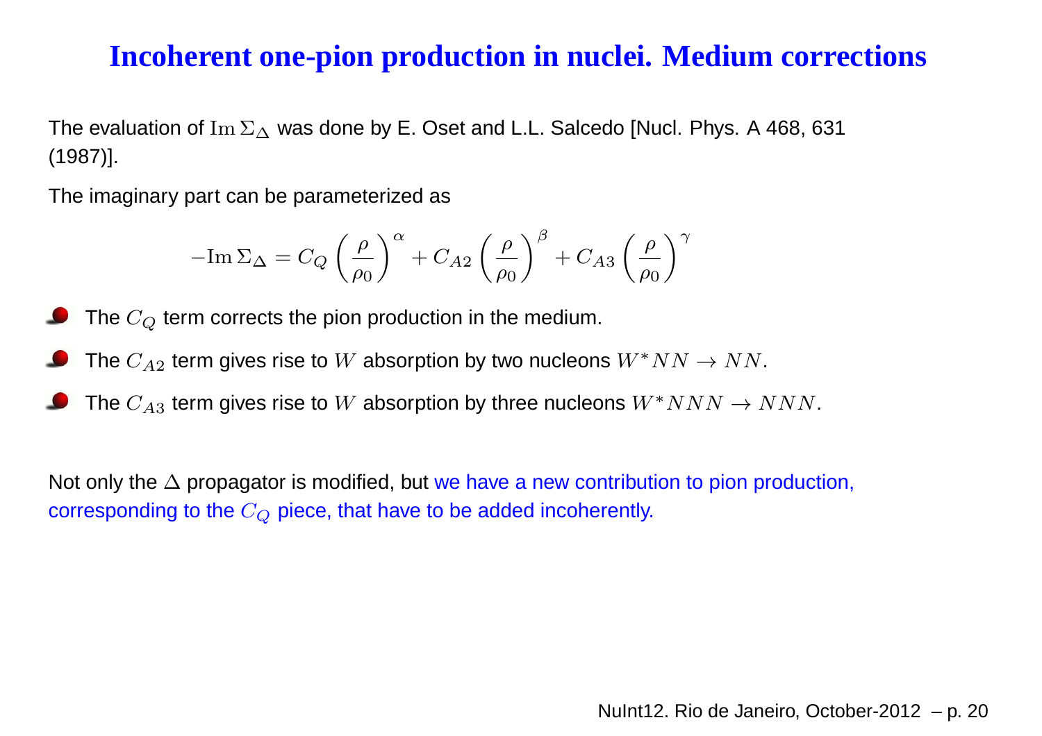# Incoherent one-pion production in nuclei. Medium corrections

The evaluation of $\mathrm{Im}\,\Sigma_\Delta$ was done by E. Oset and L.L. Salcedo [Nucl. Phys. A 468, 631 (1987)].

The imaginary part can be parameterized as

$$-\mathrm{Im}\,\Sigma_\Delta = C_Q \left(\frac{\rho}{\rho_0}\right)^\alpha + C_{A2} \left(\frac{\rho}{\rho_0}\right)^\beta + C_{A3} \left(\frac{\rho}{\rho_0}\right)^\gamma$$

- The $C_Q$ term corrects the pion production in the medium.
- The $C_{A2}$ term gives rise to $W$ absorption by two nucleons $W^* NN \rightarrow NN$.
- The $C_{A3}$ term gives rise to $W$ absorption by three nucleons $W^* NNN \rightarrow NNN$.

Not only the $\Delta$ propagator is modified, but we have a new contribution to pion production, corresponding to the $C_Q$ piece, that have to be added incoherently.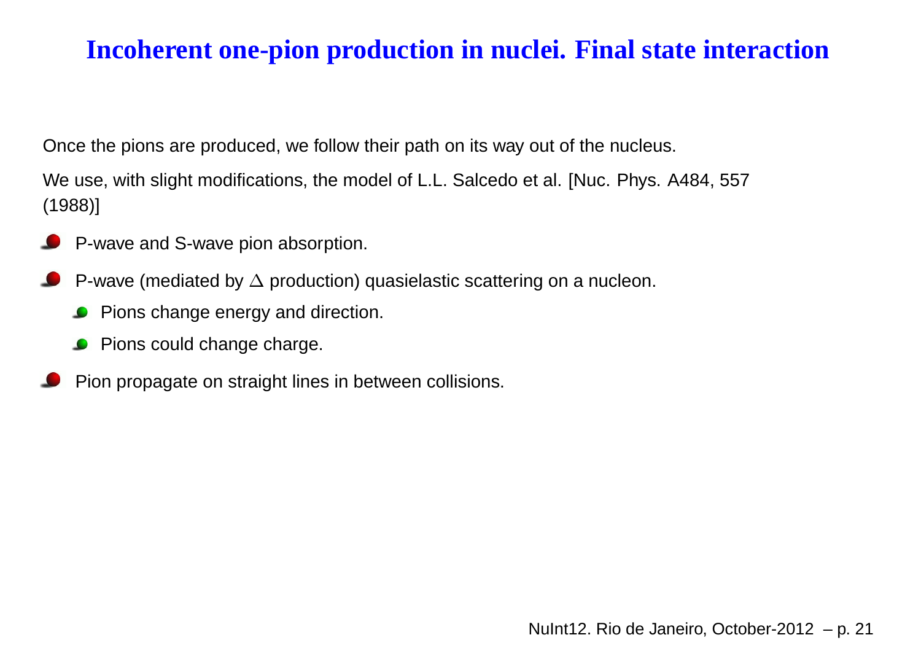# Incoherent one-pion production in nuclei. Final state interaction

Once the pions are produced, we follow their path on its way out of the nucleus.

We use, with slight modifications, the model of L.L. Salcedo et al. [Nuc. Phys. A484, 557 (1988)]

- P-wave and S-wave pion absorption.
- P-wave (mediated by $\Delta$ production) quasielastic scattering on a nucleon.
  - Pions change energy and direction.
  - Pions could change charge.
- Pion propagate on straight lines in between collisions.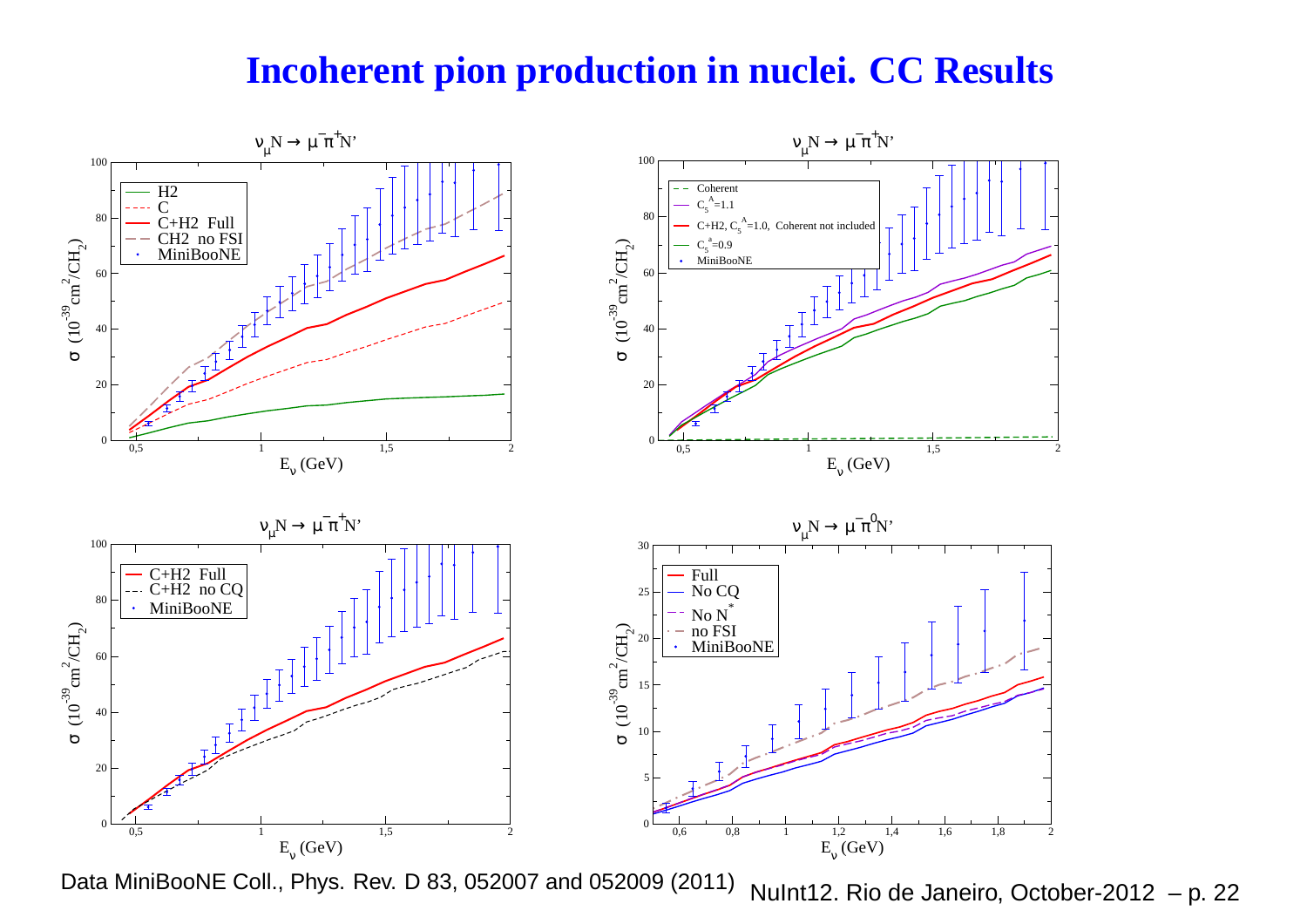# Incoherent pion production in nuclei. CC Results

$\nu_\mu N \to \mu^- \pi^+ N'$

- H2
- C
- C+H2 Full
- CH2 no FSI
- MiniBooNE

$\nu_\mu N \to \mu^- \pi^+ N'$

- Coherent
- $C_5^A$=1.1
- C+H2, $C_5^A$=1.0, Coherent not included
- $C_5^a$=0.9
- MiniBooNE

$\nu_\mu N \to \mu^- \pi^+ N'$

- C+H2 Full
- C+H2 no CQ
- MiniBooNE

$\nu_\mu N \to \mu^- \pi^0 N'$

- Full
- No CQ
- No $N^*$
- no FSI
- MiniBooNE

Axes: $\sigma$ ($10^{-39}$ cm$^2$/CH$_2$) vs. $E_\nu$ (GeV)

Data MiniBooNE Coll., Phys. Rev. D 83, 052007 and 052009 (2011)

NuInt12. Rio de Janeiro, October-2012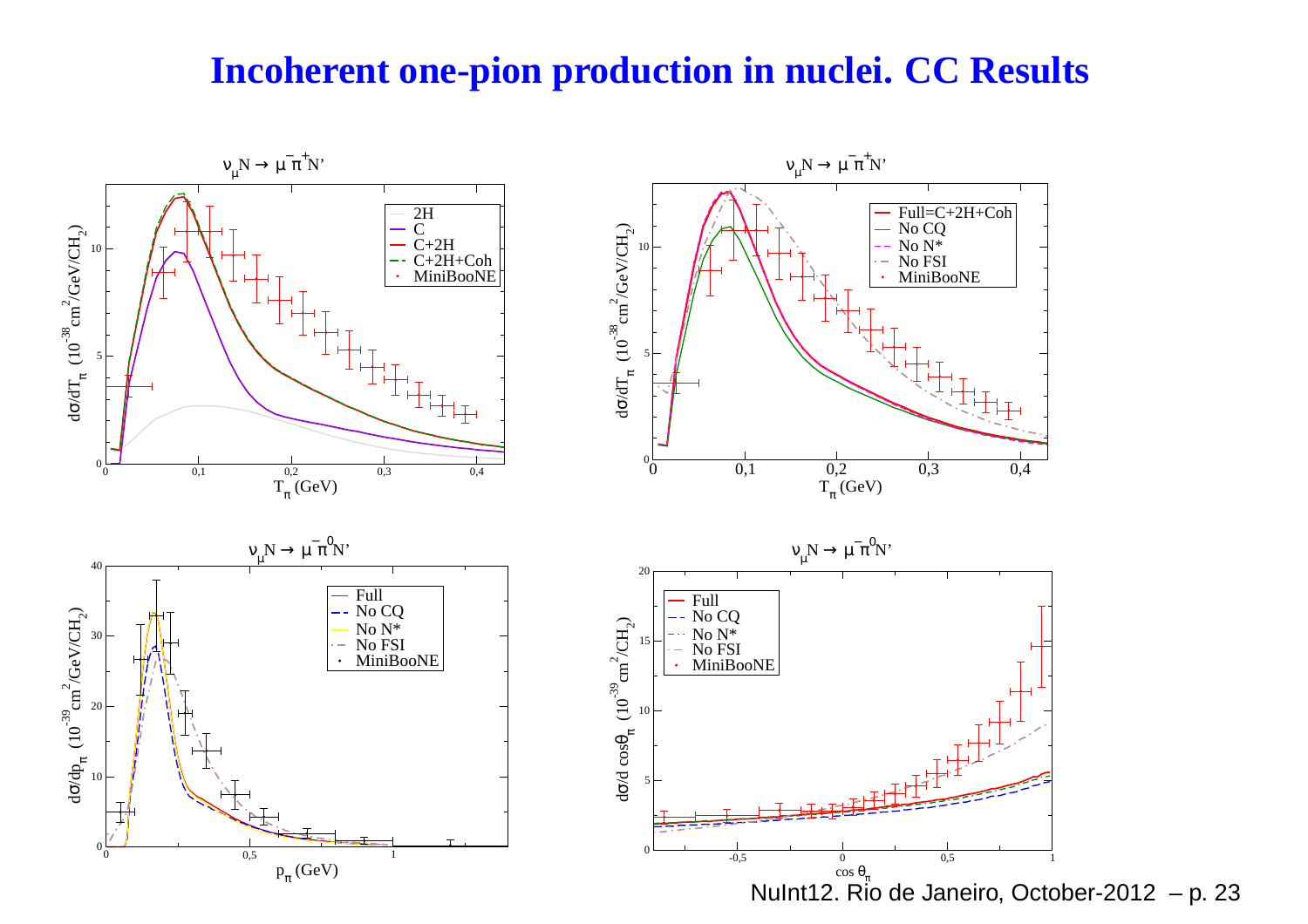# Incoherent one-pion production in nuclei. CC Results

$\nu_\mu N \to \mu^- \pi^+ N'$

$\nu_\mu N \to \mu^- \pi^+ N'$

$\nu_\mu N \to \mu^- \pi^0 N'$

$\nu_\mu N \to \mu^- \pi^0 N'$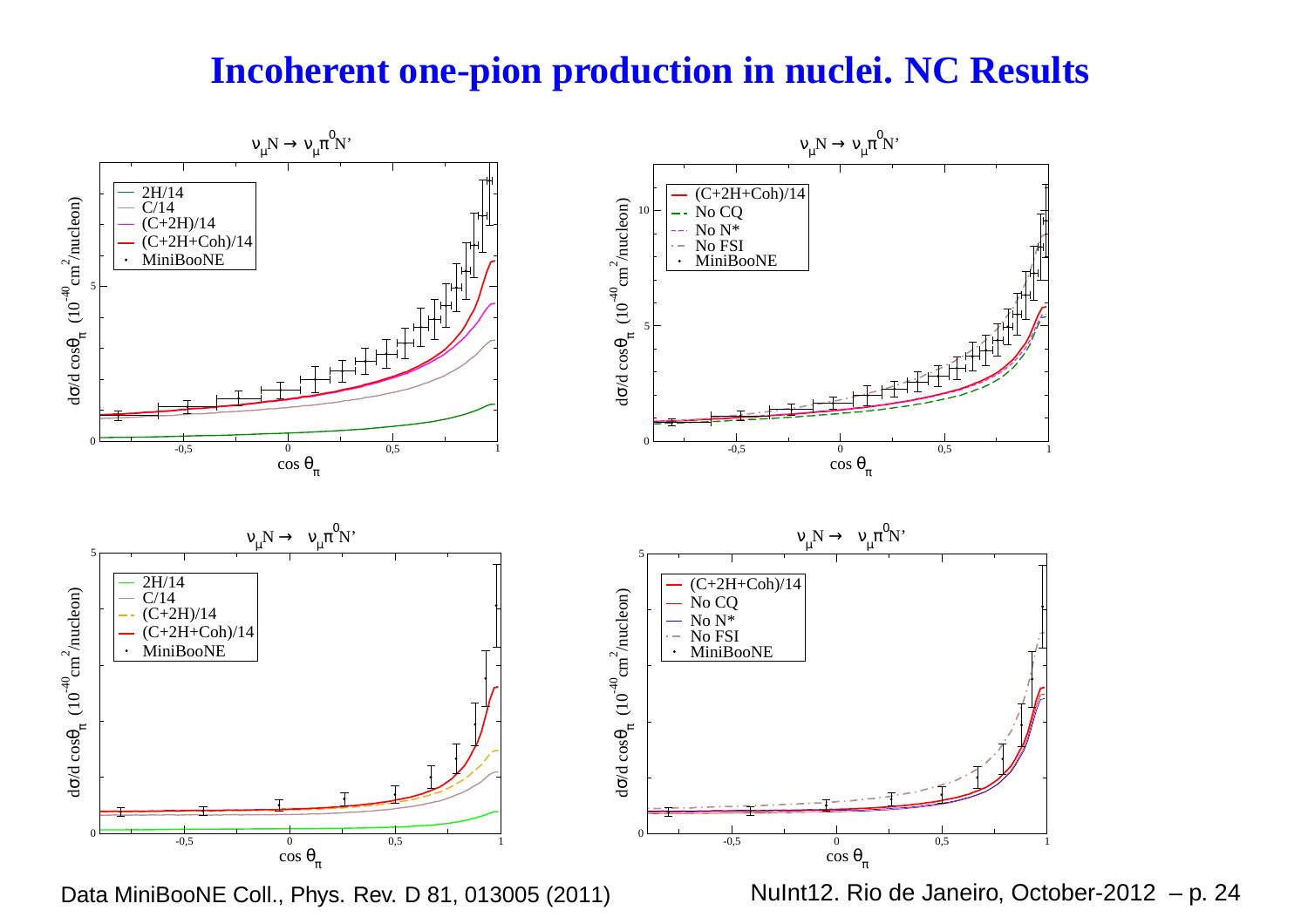# Incoherent one-pion production in nuclei. NC Results

$\nu_\mu N \rightarrow \nu_\mu \pi^0 N'$

$d\sigma/d\cos\theta_\pi$ $(10^{-40} \text{cm}^2/\text{nucleon})$ vs. $\cos\theta_\pi$

- 2H/14
- C/14
- (C+2H)/14
- (C+2H+Coh)/14
- MiniBooNE

$\nu_\mu N \rightarrow \nu_\mu \pi^0 N'$

$d\sigma/d\cos\theta_\pi$ $(10^{-40} \text{cm}^2/\text{nucleon})$ vs. $\cos\theta_\pi$

- (C+2H+Coh)/14
- No CQ
- No N*
- No FSI
- MiniBooNE

$\nu_\mu N \rightarrow \nu_\mu \pi^0 N'$

$d\sigma/d\cos\theta_\pi$ $(10^{-40} \text{cm}^2/\text{nucleon})$ vs. $\cos\theta_\pi$

- 2H/14
- C/14
- (C+2H)/14
- (C+2H+Coh)/14
- MiniBooNE

$\nu_\mu N \rightarrow \nu_\mu \pi^0 N'$

$d\sigma/d\cos\theta_\pi$ $(10^{-40} \text{cm}^2/\text{nucleon})$ vs. $\cos\theta_\pi$

- (C+2H+Coh)/14
- No CQ
- No N*
- No FSI
- MiniBooNE

Data MiniBooNE Coll., Phys. Rev. D 81, 013005 (2011)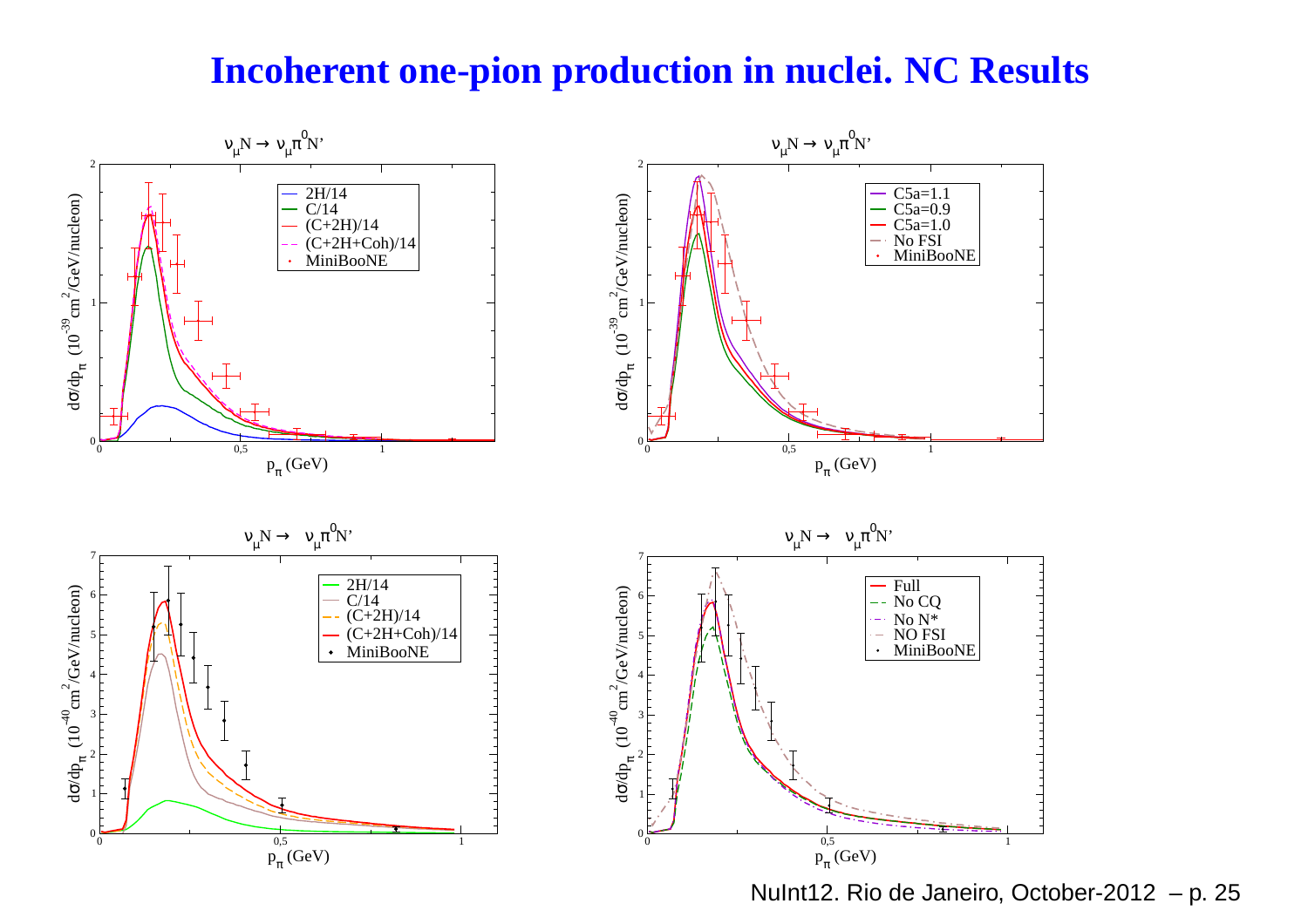# Incoherent one-pion production in nuclei. NC Results

$\nu_\mu N \rightarrow \nu_\mu \pi^0 N'$

- 2H/14
- C/14
- (C+2H)/14
- (C+2H+Coh)/14
- MiniBooNE

$\nu_\mu N \rightarrow \nu_\mu \pi^0 N'$

- C5a=1.1
- C5a=0.9
- C5a=1.0
- No FSI
- MiniBooNE

$\nu_\mu N \rightarrow \nu_\mu \pi^0 N'$

- 2H/14
- C/14
- (C+2H)/14
- (C+2H+Coh)/14
- MiniBooNE

$\nu_\mu N \rightarrow \nu_\mu \pi^0 N'$

- Full
- No CQ
- No N*
- NO FSI
- MiniBooNE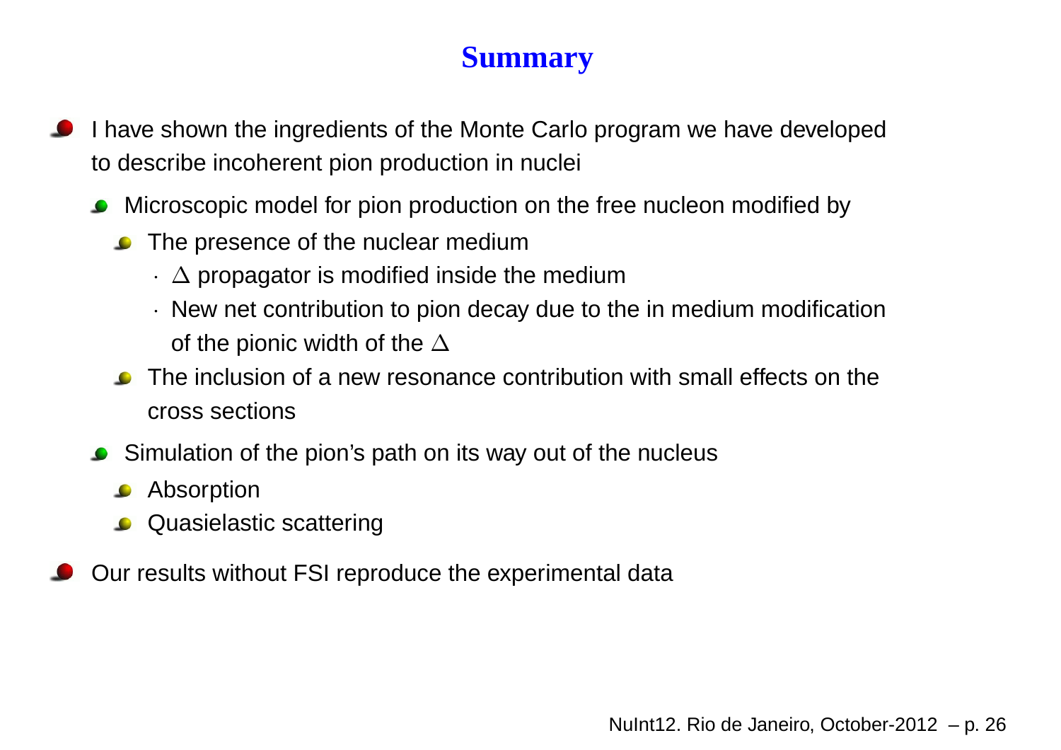# Summary

- I have shown the ingredients of the Monte Carlo program we have developed to describe incoherent pion production in nuclei
  - Microscopic model for pion production on the free nucleon modified by
    - The presence of the nuclear medium
      - $\Delta$ propagator is modified inside the medium
      - New net contribution to pion decay due to the in medium modification of the pionic width of the $\Delta$
    - The inclusion of a new resonance contribution with small effects on the cross sections
  - Simulation of the pion's path on its way out of the nucleus
    - Absorption
    - Quasielastic scattering
- Our results without FSI reproduce the experimental data